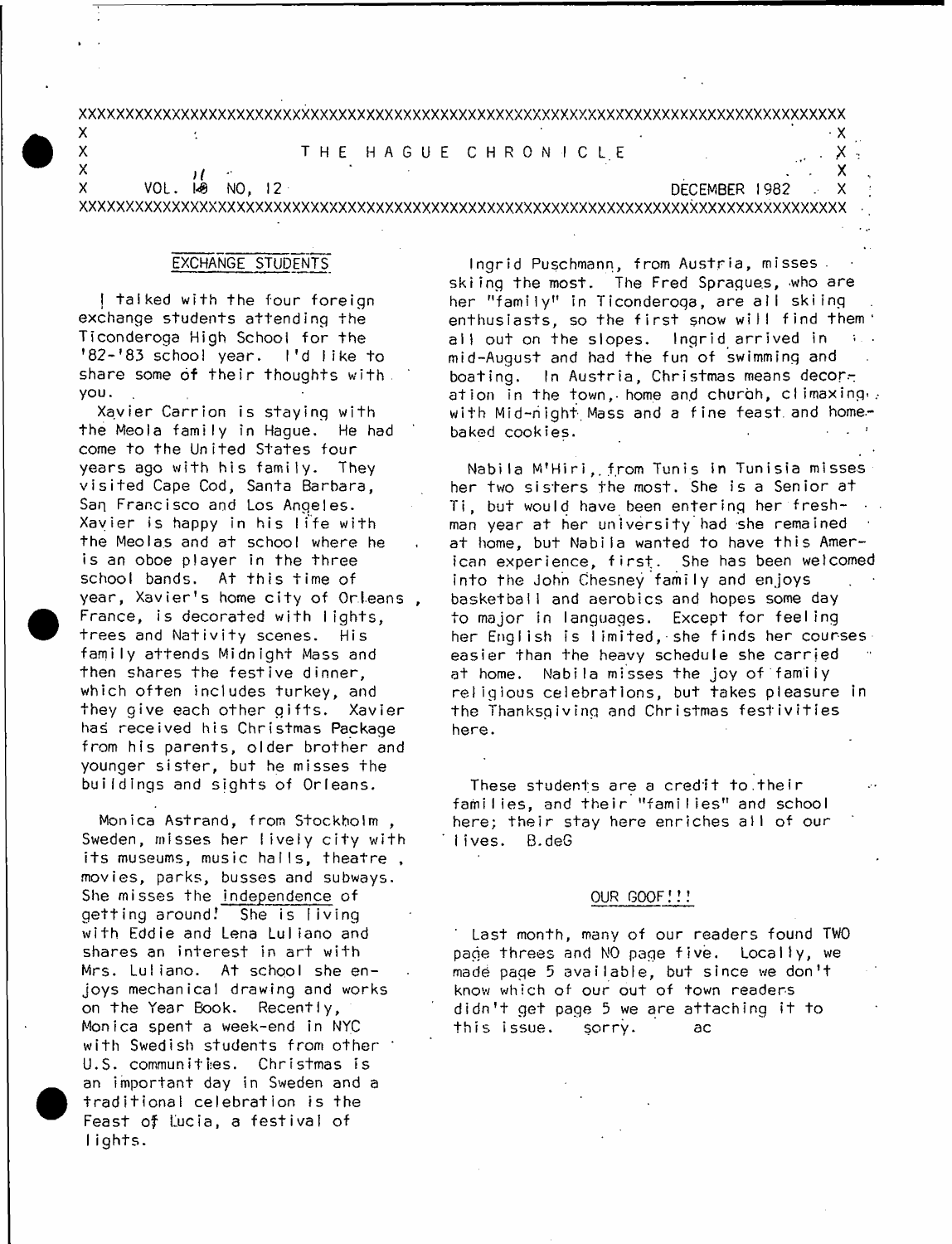# THE HAGUE CHRONICLE

VOL. 11 NO. 12 DECEMBER 1982

## EXCHANGE STUDENTS

I talked with the four foreign exchange students attending the Ticonderoga High School for the '82-'83 school year. I'd like to share some of their thoughts with you.

Xavier Carrion is staying with the Meola family in Hague. He had come to the United States four years ago with his family. They visited Cape Cod, Santa Barbara, San Francisco and Los Angeles. Xavier is happy in his life with the Meolas and at school where he is an oboe player in the three school bands. At this time of year, Xavier's home city of Orleans, France, is decorated with lights, trees and Nativity scenes. His family attends Midnight Mass and then shares the festive dinner, which often includes turkey, and they give each other gifts. Xavier has received his Christmas Package from his parents, older brother and younger sister, but he misses the buildings and sights of Orleans.

Monica Astrand, from Stockholm, Sweden, misses her lively city with its museums, music halls, theatre, movies, parks, busses and subways. She misses the independence of getting around! She is living with Eddie and Lena Luliano and shares an interest in art with Mrs. Luliano. At school she enjoys mechanical drawing and works on the Year Book. Recently, Monica spent a week-end in NYC with Swedish students from other U.S. communities. Christmas is an important day in Sweden and a traditional celebration is the Feast of Lucia, a festival of lights.

Ingrid Puschmann, from Austria, misses skiing the most. The Fred Spragues, who are her "family" in Ticonderoga, are all skiing enthusiasts, so the first snow will find them all out on the slopes. Ingrid arrived in mid-August and had the fun of swimming and boating. In Austria, Christmas means decoration in the town, home and church, climaxing with Mid-night Mass and a fine feast and home-baked cookies.

Nabila M'Hiri, from Tunis in Tunisia misses her two sisters the most. She is a Senior at Ti, but would have been entering her freshman year at her university had she remained at home, but Nabila wanted to have this American experience, first. She has been welcomed into the John Chesney family and enjoys basketball and aerobics and hopes some day to major in languages. Except for feeling her English is limited, she finds her courses easier than the heavy schedule she carried at home. Nabila misses the joy of family religious celebrations, but takes pleasure in the Thanksgiving and Christmas festivities here.

These students are a credit to their families, and their "families" and school here; their stay here enriches all of our lives. B.deG

## OUR GOOF!!!

Last month, many of our readers found TWO page threes and NO page five. Locally, we made page 5 available, but since we don't know which of our out of town readers didn't get page 5 we are attaching it to this issue. Sorry. ac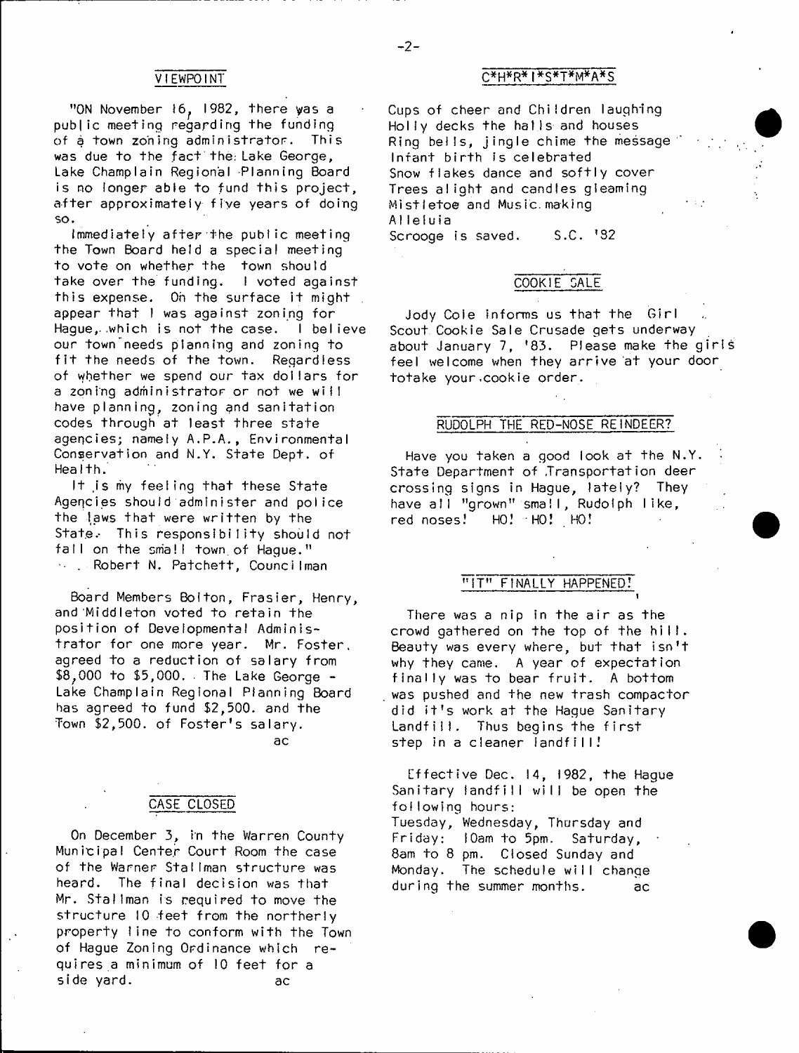## VIEWPOINT

"ON November 16, 1982, there was a public meeting regarding the funding of a town zoning administrator. This was due to the fact the Lake George, Lake Champlain Regional Planning Board is no longer able to fund this project, after approximately five years of doing so.

Immediately after the public meeting the Town Board held a special meeting to vote on whether the town should take over the funding. I voted against this expense. On the surface it might appear that I was against zoning for Hague, which is not the case. I believe our town needs planning and zoning to fit the needs of the town. Regardless of whether we spend our tax dollars for a zoning administrator or not we will have planning, zoning and sanitation codes through at least three state agencies; namely A.P.A., Environmental Conservation and N.Y. State Dept. of Health.

It is my feeling that these State Agencies should administer and police the laws that were written by the State. This responsibility should not fall on the small town of Hague."

.. Robert N. Patchett, Councilman

Board Members Bolton, Frasier, Henry, and Middleton voted to retain the position of Developmental Administrator for one more year. Mr. Foster, agreed to a reduction of salary from $8,000 to $5,000. The Lake George - Lake Champlain Regional Planning Board has agreed to fund $2,500. and the Town $2,500. of Foster's salary.

ac

## CASE CLOSED

On December 3, in the Warren County Municipal Center Court Room the case of the Warner Stallman structure was heard. The final decision was that Mr. Stallman is required to move the structure 10 feet from the northerly property line to conform with the Town of Hague Zoning Ordinance which requires a minimum of 10 feet for a side yard.

ac

## C*H*R*I*S*T*M*A*S

Cups of cheer and Children laughing
Holly decks the halls and houses
Ring bells, jingle chime the message
Infant birth is celebrated
Snow flakes dance and softly cover
Trees alight and candles gleaming
Mistletoe and Music making
Alleluia
Scrooge is saved. S.C. '82

## COOKIE SALE

Jody Cole informs us that the Girl Scout Cookie Sale Crusade gets underway about January 7, '83. Please make the girls feel welcome when they arrive at your door totake your cookie order.

## RUDOLPH THE RED-NOSE REINDEER?

Have you taken a good look at the N.Y. State Department of Transportation deer crossing signs in Hague, lately? They have all "grown" small, Rudolph like, red noses! HO! HO! HO!

## "IT" FINALLY HAPPENED!

There was a nip in the air as the crowd gathered on the top of the hill. Beauty was every where, but that isn't why they came. A year of expectation finally was to bear fruit. A bottom was pushed and the new trash compactor did it's work at the Hague Sanitary Landfill. Thus begins the first step in a cleaner landfill!

Effective Dec. 14, 1982, the Hague Sanitary landfill will be open the following hours:
Tuesday, Wednesday, Thursday and Friday: 10am to 5pm. Saturday, 8am to 8 pm. Closed Sunday and Monday. The schedule will change during the summer months. ac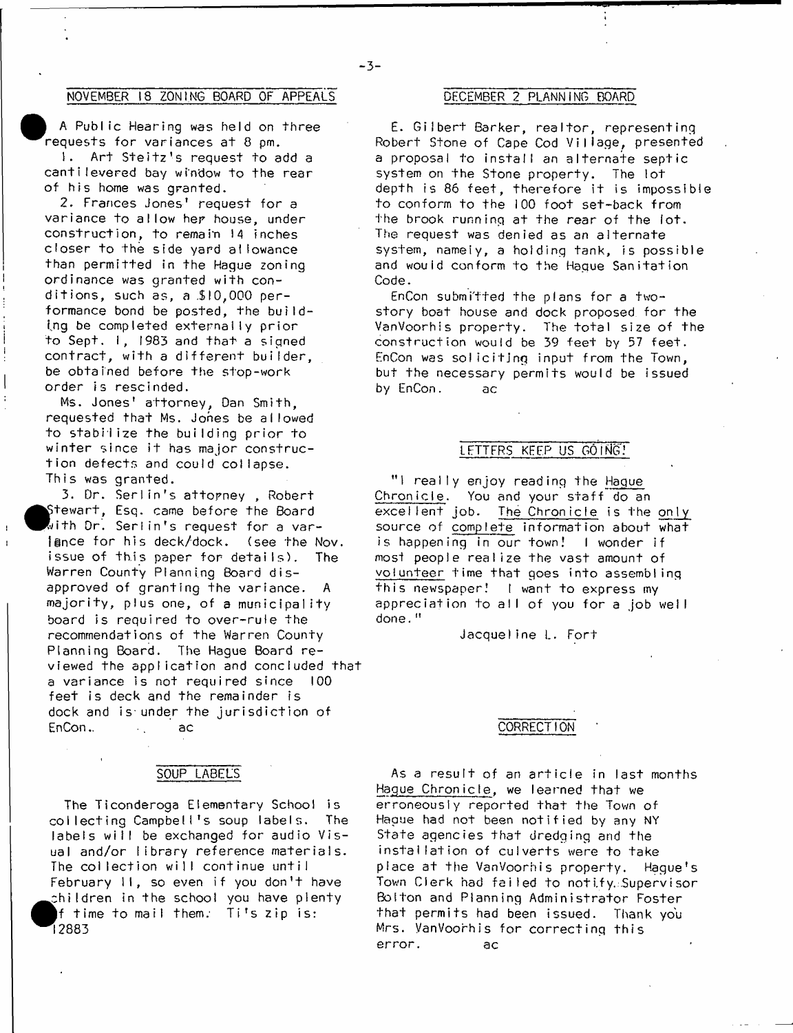## NOVEMBER 18 ZONING BOARD OF APPEALS

A Public Hearing was held on three requests for variances at 8 pm.

1. Art Steitz's request to add a cantilevered bay window to the rear of his home was granted.

2. Frances Jones' request for a variance to allow her house, under construction, to remain 14 inches closer to the side yard allowance than permitted in the Hague zoning ordinance was granted with conditions, such as, a $10,000 performance bond be posted, the building be completed externally prior to Sept. 1, 1983 and that a signed contract, with a different builder, be obtained before the stop-work order is rescinded.

Ms. Jones' attorney, Dan Smith, requested that Ms. Jones be allowed to stabilize the building prior to winter since it has major construction defects and could collapse. This was granted.

3. Dr. Serlin's attorney, Robert Stewart, Esq. came before the Board with Dr. Serlin's request for a variance for his deck/dock. (see the Nov. issue of this paper for details). The Warren County Planning Board disapproved of granting the variance. A majority, plus one, of a municipality board is required to over-rule the recommendations of the Warren County Planning Board. The Hague Board reviewed the application and concluded that a variance is not required since 100 feet is deck and the remainder is dock and is under the jurisdiction of EnCon. ac

## SOUP LABELS

The Ticonderoga Elementary School is collecting Campbell's soup labels. The labels will be exchanged for audio Visual and/or library reference materials. The collection will continue until February 11, so even if you don't have children in the school you have plenty of time to mail them. Ti's zip is: 12883

## DECEMBER 2 PLANNING BOARD

E. Gilbert Barker, realtor, representing Robert Stone of Cape Cod Village, presented a proposal to install an alternate septic system on the Stone property. The lot depth is 86 feet, therefore it is impossible to conform to the 100 foot set-back from the brook running at the rear of the lot. The request was denied as an alternate system, namely, a holding tank, is possible and would conform to the Hague Sanitation Code.

EnCon submitted the plans for a two-story boat house and dock proposed for the VanVoorhis property. The total size of the construction would be 39 feet by 57 feet. EnCon was soliciting input from the Town, but the necessary permits would be issued by EnCon. ac

## LETTERS KEEP US GOING!

"I really enjoy reading the Hague Chronicle. You and your staff do an excellent job. The Chronicle is the only source of complete information about what is happening in our town! I wonder if most people realize the vast amount of volunteer time that goes into assembling this newspaper! I want to express my appreciation to all of you for a job well done."

Jacqueline L. Fort

## CORRECTION

As a result of an article in last months Hague Chronicle, we learned that we erroneously reported that the Town of Hague had not been notified by any NY State agencies that dredging and the installation of culverts were to take place at the VanVoorhis property. Hague's Town Clerk had failed to notify Supervisor Bolton and Planning Administrator Foster that permits had been issued. Thank you Mrs. VanVoorhis for correcting this error. ac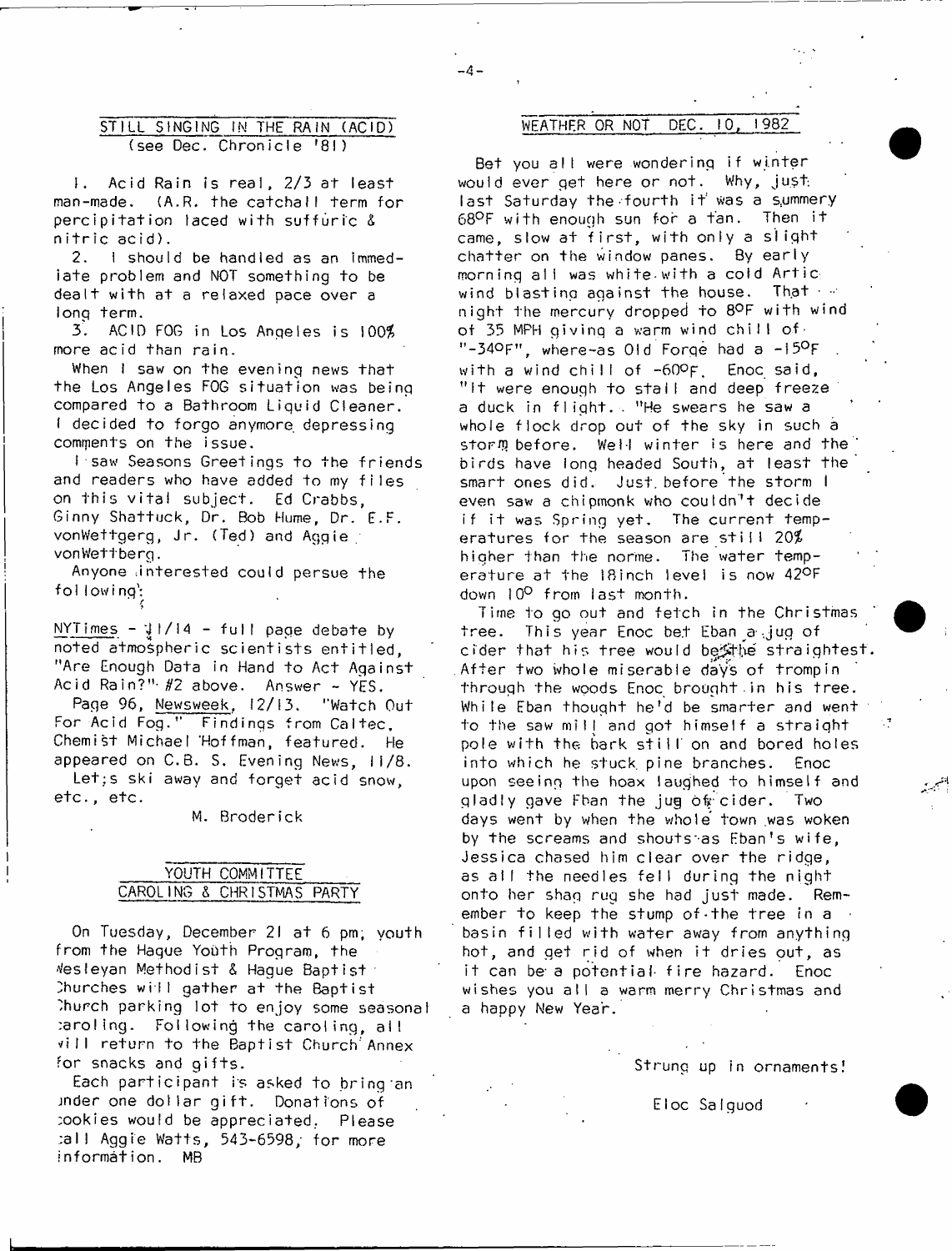## STILL SINGING IN THE RAIN (ACID)

(see Dec. Chronicle '81)

1. Acid Rain is real, 2/3 at least man-made. (A.R. the catchall term for percipitation laced with suffuric & nitric acid).

2. I should be handled as an immediate problem and NOT something to be dealt with at a relaxed pace over a long term.

3. ACID FOG in Los Angeles is 100% more acid than rain.

When I saw on the evening news that the Los Angeles FOG situation was being compared to a Bathroom Liquid Cleaner. I decided to forgo anymore depressing comments on the issue.

I saw Seasons Greetings to the friends and readers who have added to my files on this vital subject. Ed Crabbs, Ginny Shattuck, Dr. Bob Hume, Dr. E.F. vonWettgerg, Jr. (Ted) and Aggie vonWettberg.

Anyone interested could persue the following:

NYTimes - 11/14 - full page debate by noted atmospheric scientists entitled, "Are Enough Data in Hand to Act Against Acid Rain?" #2 above. Answer - YES.

Page 96, Newsweek, 12/13. "Watch Out For Acid Fog." Findings from Caltec, Chemist Michael Hoffman, featured. He appeared on C.B. S. Evening News, 11/8.

Let;s ski away and forget acid snow, etc., etc.

M. Broderick

## YOUTH COMMITTEE CAROLING & CHRISTMAS PARTY

On Tuesday, December 21 at 6 pm, youth from the Hague Youth Program, the Wesleyan Methodist & Hague Baptist Churches will gather at the Baptist Church parking lot to enjoy some seasonal caroling. Following the caroling, all will return to the Baptist Church Annex for snacks and gifts.

Each participant is asked to bring an under one dollar gift. Donations of cookies would be appreciated. Please call Aggie Watts, 543-6598, for more information. MB

## WEATHER OR NOT DEC. 10, 1982

Bet you all were wondering if winter would ever get here or not. Why, just last Saturday the fourth it was a summery 68°F with enough sun for a tan. Then it came, slow at first, with only a slight chatter on the window panes. By early morning all was white with a cold Artic wind blasting against the house. That night the mercury dropped to 8°F with wind of 35 MPH giving a warm wind chill of "-34°F", where-as Old Forge had a -15°F with a wind chill of -60°F. Enoc said, "It were enough to stall and deep freeze a duck in flight." He swears he saw a whole flock drop out of the sky in such a storm before. Well winter is here and the birds have long headed South, at least the smart ones did. Just before the storm I even saw a chipmonk who couldn't decide if it was Spring yet. The current temperatures for the season are still 20% higher than the norme. The water temperature at the 18inch level is now 42°F down 10° from last month.

Time to go out and fetch in the Christmas tree. This year Enoc bet Eban a jug of cider that his tree would be the straightest. After two whole miserable days of trompin through the woods Enoc brought in his tree. While Eban thought he'd be smarter and went to the saw mill and got himself a straight pole with the bark still on and bored holes into which he stuck pine branches. Enoc upon seeing the hoax laughed to himself and gladly gave Eban the jug of cider. Two days went by when the whole town was woken by the screams and shouts as Eban's wife, Jessica chased him clear over the ridge, as all the needles fell during the night onto her shag rug she had just made. Remember to keep the stump of the tree in a basin filled with water away from anything hot, and get rid of when it dries out, as it can be a potential fire hazard. Enoc wishes you all a warm merry Christmas and a happy New Year.

Strung up in ornaments!

Eloc Salguod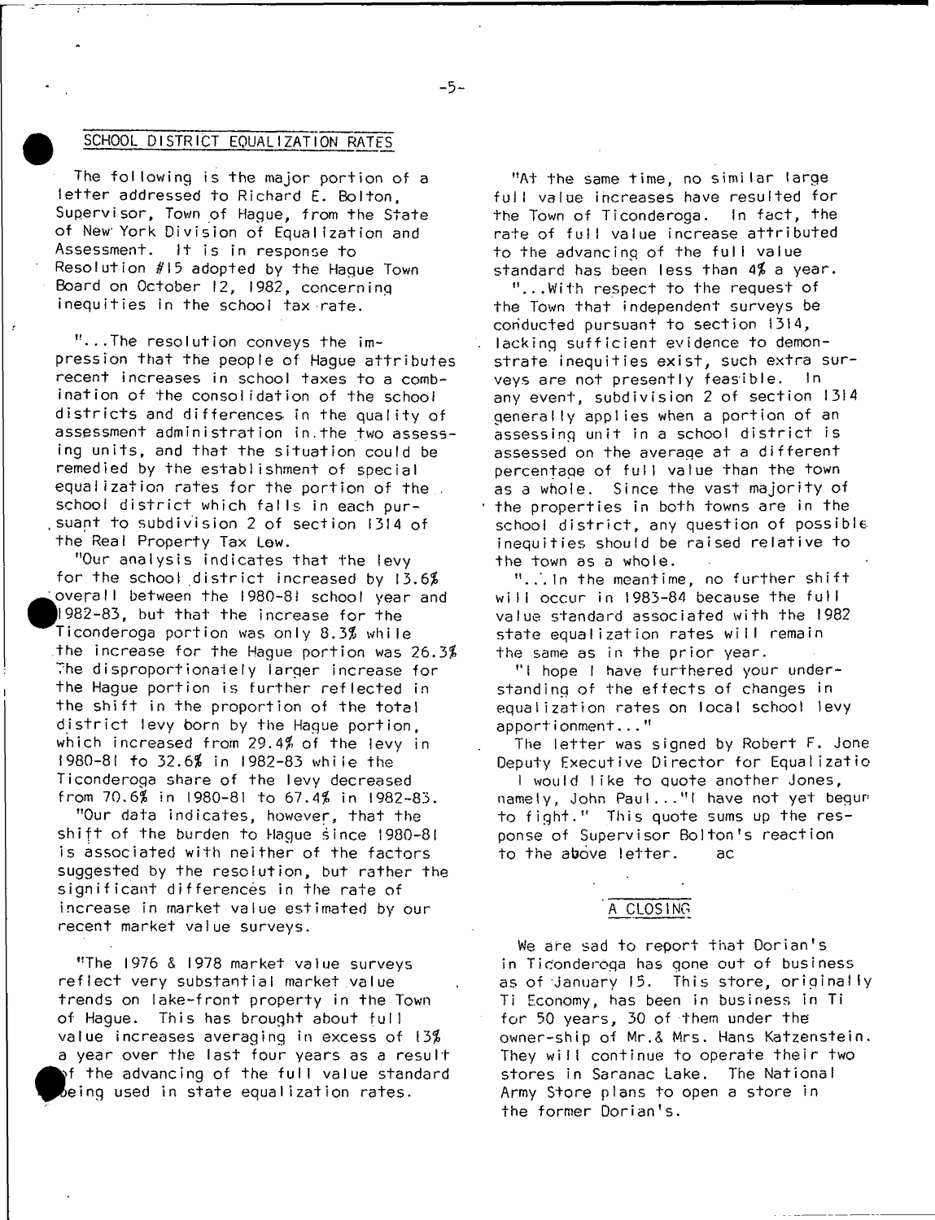## SCHOOL DISTRICT EQUALIZATION RATES

The following is the major portion of a letter addressed to Richard E. Bolton, Supervisor, Town of Hague, from the State of New York Division of Equalization and Assessment. It is in response to Resolution #15 adopted by the Hague Town Board on October 12, 1982, concerning inequities in the school tax rate.

"...The resolution conveys the impression that the people of Hague attributes recent increases in school taxes to a combination of the consolidation of the school districts and differences in the quality of assessment administration in the two assessing units, and that the situation could be remedied by the establishment of special equalization rates for the portion of the school district which falls in each pursuant to subdivision 2 of section 1314 of the Real Property Tax Law.

"Our analysis indicates that the levy for the school district increased by 13.6% overall between the 1980-81 school year and 1982-83, but that the increase for the Ticonderoga portion was only 8.3% while the increase for the Hague portion was 26.3% The disproportionately larger increase for the Hague portion is further reflected in the shift in the proportion of the total district levy born by the Hague portion, which increased from 29.4% of the levy in 1980-81 to 32.6% in 1982-83 while the Ticonderoga share of the levy decreased from 70.6% in 1980-81 to 67.4% in 1982-83.

"Our data indicates, however, that the shift of the burden to Hague since 1980-81 is associated with neither of the factors suggested by the resolution, but rather the significant differences in the rate of increase in market value estimated by our recent market value surveys.

"The 1976 & 1978 market value surveys reflect very substantial market value trends on lake-front property in the Town of Hague. This has brought about full value increases averaging in excess of 13% a year over the last four years as a result of the advancing of the full value standard being used in state equalization rates.

"At the same time, no similar large full value increases have resulted for the Town of Ticonderoga. In fact, the rate of full value increase attributed to the advancing of the full value standard has been less than 4% a year.

"...With respect to the request of the Town that independent surveys be conducted pursuant to section 1314, lacking sufficient evidence to demonstrate inequities exist, such extra surveys are not presently feasible. In any event, subdivision 2 of section 1314 generally applies when a portion of an assessing unit in a school district is assessed on the average at a different percentage of full value than the town as a whole. Since the vast majority of the properties in both towns are in the school district, any question of possible inequities should be raised relative to the town as a whole.

"...In the meantime, no further shift will occur in 1983-84 because the full value standard associated with the 1982 state equalization rates will remain the same as in the prior year.

"I hope I have furthered your understanding of the effects of changes in equalization rates on local school levy apportionment..."

The letter was signed by Robert F. Jone Deputy Executive Director for Equalizatio

I would like to quote another Jones, namely, John Paul..."I have not yet begun to fight." This quote sums up the response of Supervisor Bolton's reaction to the above letter. ac

## A CLOSING

We are sad to report that Dorian's in Ticonderoga has gone out of business as of January 15. This store, originally Ti Economy, has been in business in Ti for 50 years, 30 of them under the owner-ship of Mr.& Mrs. Hans Katzenstein. They will continue to operate their two stores in Saranac Lake. The National Army Store plans to open a store in the former Dorian's.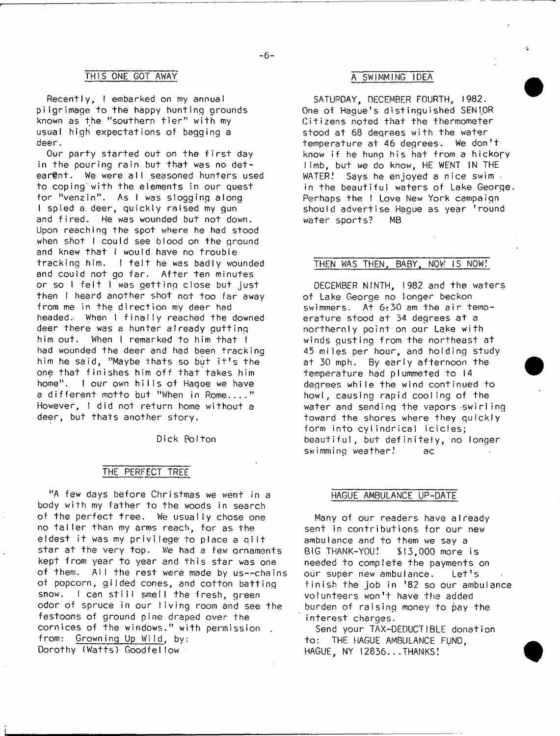## THIS ONE GOT AWAY

Recently, I embarked on my annual pilgrimage to the happy hunting grounds known as the "southern tier" with my usual high expectations of bagging a deer.

Our party started out on the first day in the pouring rain but that was no detearent. We were all seasoned hunters used to coping with the elements in our quest for "venzin". As I was slogging along I spied a deer, quickly raised my gun and fired. He was wounded but not down. Upon reaching the spot where he had stood when shot I could see blood on the ground and knew that I would have no trouble tracking him. I felt he was badly wounded and could not go far. After ten minutes or so I felt I was getting close but just then I heard another shot not too far away from me in the direction my deer had headed. When I finally reached the downed deer there was a hunter already gutting him out. When I remarked to him that I had wounded the deer and had been tracking him he said, "Maybe thats so but it's the one that finishes him off that takes him home". I our own hills of Hague we have a different motto but "When in Rome...." However, I did not return home without a deer, but thats another story.

Dick Bolton

## THE PERFECT TREE

"A few days before Christmas we went in a body with my father to the woods in search of the perfect tree. We usually chose one no taller than my arms reach, for as the eldest it was my privilege to place a gilt star at the very top. We had a few ornaments kept from year to year and this star was one of them. All the rest were made by us--chains of popcorn, gilded cones, and cotton batting snow. I can still smell the fresh, green odor of spruce in our living room and see the festoons of ground pine draped over the cornices of the windows." with permission from: Growning Up Wild, by: Dorothy (Watts) Goodfellow

## A SWIMMING IDEA

SATURDAY, DECEMBER FOURTH, 1982. One of Hague's distinguished SENIOR Citizens noted that the thermometer stood at 68 degrees with the water temperature at 46 degrees. We don't know if he hung his hat from a hickory limb, but we do know, HE WENT IN THE WATER! Says he enjoyed a nice swim in the beautiful waters of Lake George. Perhaps the I Love New York campaign should advertise Hague as year 'round water sports? MB

## THEN WAS THEN, BABY, NOW IS NOW!

DECEMBER NINTH, 1982 and the waters of Lake George no longer beckon swimmers. At 6:30 am the air temperature stood at 34 degrees at a northernly point on our Lake with winds gusting from the northeast at 45 miles per hour, and holding study at 30 mph. By early afternoon the temperature had plummeted to 14 degrees while the wind continued to howl, causing rapid cooling of the water and sending the vapors swirling toward the shores where they quickly form into cylindrical icicles; beautiful, but definitely, no longer swimming weather! ac

## HAGUE AMBULANCE UP-DATE

Many of our readers have already sent in contributions for our new ambulance and to them we say a BIG THANK-YOU! $13,000 more is needed to complete the payments on our super new ambulance. Let's finish the job in '82 so our ambulance volunteers won't have the added burden of raising money to pay the interest charges.

Send your TAX-DEDUCTIBLE donation to: THE HAGUE AMBULANCE FUND, HAGUE, NY 12836...THANKS!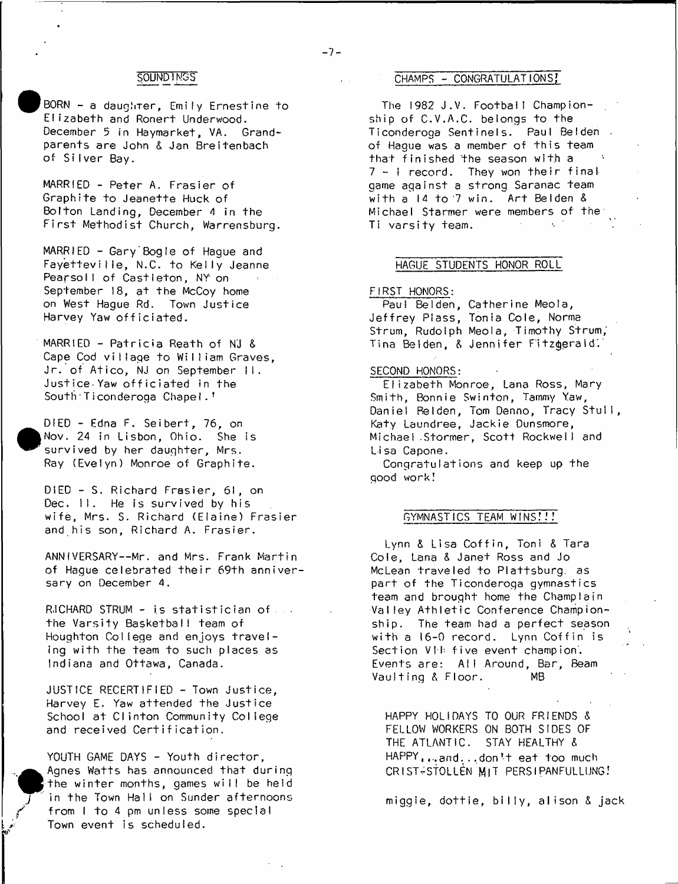## SOUNDINGS

BORN - a daughter, Emily Ernestine to Elizabeth and Ronert Underwood. December 5 in Haymarket, VA. Grandparents are John & Jan Breitenbach of Silver Bay.

MARRIED - Peter A. Frasier of Graphite to Jeanette Huck of Bolton Landing, December 4 in the First Methodist Church, Warrensburg.

MARRIED - Gary Bogle of Hague and Fayetteville, N.C. to Kelly Jeanne Pearsoll of Castleton, NY on September 18, at the McCoy home on West Hague Rd. Town Justice Harvey Yaw officiated.

MARRIED - Patricia Reath of NJ & Cape Cod village to William Graves, Jr. of Atico, NJ on September 11. Justice Yaw officiated in the South Ticonderoga Chapel.

DIED - Edna F. Seibert, 76, on Nov. 24 in Lisbon, Ohio. She is survived by her daughter, Mrs. Ray (Evelyn) Monroe of Graphite.

DIED - S. Richard Frasier, 61, on Dec. 11. He is survived by his wife, Mrs. S. Richard (Elaine) Frasier and his son, Richard A. Frasier.

ANNIVERSARY--Mr. and Mrs. Frank Martin of Hague celebrated their 69th anniversary on December 4.

RICHARD STRUM - is statistician of the Varsity Basketball team of Houghton College and enjoys traveling with the team to such places as Indiana and Ottawa, Canada.

JUSTICE RECERTIFIED - Town Justice, Harvey E. Yaw attended the Justice School at Clinton Community College and received Certification.

YOUTH GAME DAYS - Youth director, Agnes Watts has announced that during the winter months, games will be held in the Town Hall on Sunder afternoons from 1 to 4 pm unless some special Town event is scheduled.

## CHAMPS - CONGRATULATIONS!

The 1982 J.V. Football Championship of C.V.A.C. belongs to the Ticonderoga Sentinels. Paul Belden of Hague was a member of this team that finished the season with a 7 - 1 record. They won their final game against a strong Saranac team with a 14 to 7 win. Art Belden & Michael Starmer were members of the Ti varsity team.

## HAGUE STUDENTS HONOR ROLL

FIRST HONORS:

Paul Belden, Catherine Meola, Jeffrey Plass, Tonia Cole, Norma Strum, Rudolph Meola, Timothy Strum, Tina Belden, & Jennifer Fitzgerald.

SECOND HONORS:

Elizabeth Monroe, Lana Ross, Mary Smith, Bonnie Swinton, Tammy Yaw, Daniel Belden, Tom Denno, Tracy Stull, Katy Laundree, Jackie Dunsmore, Michael Stormer, Scott Rockwell and Lisa Capone.

Congratulations and keep up the good work!

## GYMNASTICS TEAM WINS!!!

Lynn & Lisa Coffin, Toni & Tara Cole, Lana & Janet Ross and Jo McLean traveled to Plattsburg as part of the Ticonderoga gymnastics team and brought home the Champlain Valley Athletic Conference Championship. The team had a perfect season with a 16-0 record. Lynn Coffin is Section VII five event champion. Events are: All Around, Bar, Beam Vaulting & Floor. MB

HAPPY HOLIDAYS TO OUR FRIENDS & FELLOW WORKERS ON BOTH SIDES OF THE ATLANTIC. STAY HEALTHY & HAPPY,...and...don't eat too much CRIST-STOLLEN MIT PERSIPANFULLUNG!

miggie, dottie, billy, alison & jack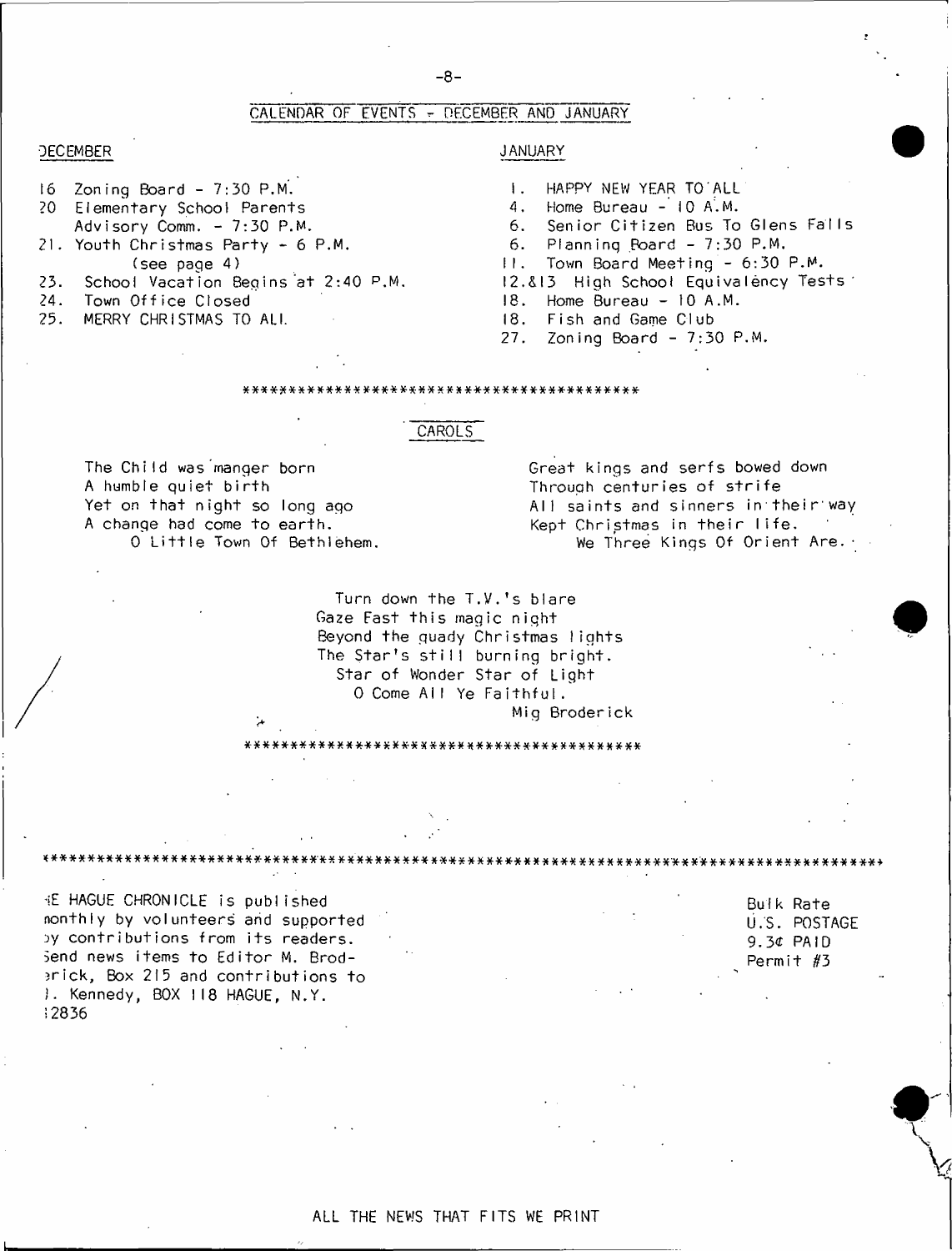## CALENDAR OF EVENTS - DECEMBER AND JANUARY

**DECEMBER**

16 Zoning Board - 7:30 P.M.
20 Elementary School Parents Advisory Comm. - 7:30 P.M.
21. Youth Christmas Party - 6 P.M. (see page 4)
23. School Vacation Begins at 2:40 P.M.
24. Town Office Closed
25. MERRY CHRISTMAS TO ALL

**JANUARY**

1. HAPPY NEW YEAR TO ALL
4. Home Bureau - 10 A.M.
6. Senior Citizen Bus To Glens Falls
6. Planning Board - 7:30 P.M.
11. Town Board Meeting - 6:30 P.M.
12.&13 High School Equivalency Tests
18. Home Bureau - 10 A.M.
18. Fish and Game Club
27. Zoning Board - 7:30 P.M.

*****************************************

## CAROLS

The Child was manger born
A humble quiet birth
Yet on that night so long ago
A change had come to earth.
O Little Town Of Bethlehem.

Great kings and serfs bowed down
Through centuries of strife
All saints and sinners in their way
Kept Christmas in their life.
We Three Kings Of Orient Are.

Turn down the T.V.'s blare
Gaze East this magic night
Beyond the guady Christmas lights
The Star's still burning bright.
Star of Wonder Star of Light
O Come All Ye Faithful.

Mig Broderick

*****************************************

*****************************************************************************************

THE HAGUE CHRONICLE is published monthly by volunteers and supported by contributions from its readers. Send news items to Editor M. Broderick, Box 215 and contributions to J. Kennedy, BOX 118 HAGUE, N.Y. 12836

Bulk Rate
U.S. POSTAGE
9.3¢ PAID
Permit #3

ALL THE NEWS THAT FITS WE PRINT